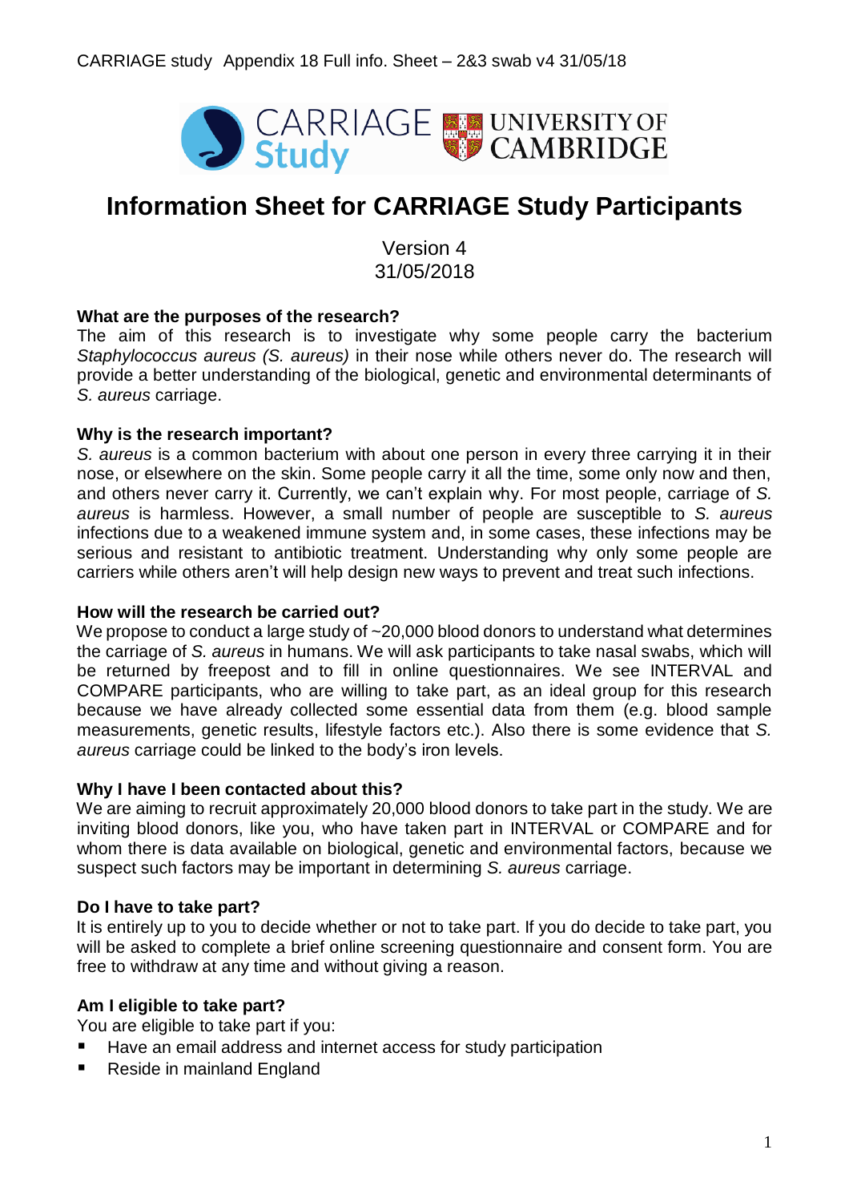# Information Sheet for CARRIAGE Study Participants

Version 4
31/05/2018

**What are the purposes of the research?**
The aim of this research is to investigate why some people carry the bacterium *Staphylococcus aureus (S. aureus)* in their nose while others never do. The research will provide a better understanding of the biological, genetic and environmental determinants of *S. aureus* carriage.

**Why is the research important?**
*S. aureus* is a common bacterium with about one person in every three carrying it in their nose, or elsewhere on the skin. Some people carry it all the time, some only now and then, and others never carry it. Currently, we can't explain why. For most people, carriage of *S. aureus* is harmless. However, a small number of people are susceptible to *S. aureus* infections due to a weakened immune system and, in some cases, these infections may be serious and resistant to antibiotic treatment. Understanding why only some people are carriers while others aren't will help design new ways to prevent and treat such infections.

**How will the research be carried out?**
We propose to conduct a large study of ~20,000 blood donors to understand what determines the carriage of *S. aureus* in humans. We will ask participants to take nasal swabs, which will be returned by freepost and to fill in online questionnaires. We see INTERVAL and COMPARE participants, who are willing to take part, as an ideal group for this research because we have already collected some essential data from them (e.g. blood sample measurements, genetic results, lifestyle factors etc.). Also there is some evidence that *S. aureus* carriage could be linked to the body's iron levels.

**Why I have I been contacted about this?**
We are aiming to recruit approximately 20,000 blood donors to take part in the study. We are inviting blood donors, like you, who have taken part in INTERVAL or COMPARE and for whom there is data available on biological, genetic and environmental factors, because we suspect such factors may be important in determining *S. aureus* carriage.

**Do I have to take part?**
It is entirely up to you to decide whether or not to take part. If you do decide to take part, you will be asked to complete a brief online screening questionnaire and consent form. You are free to withdraw at any time and without giving a reason.

**Am I eligible to take part?**
You are eligible to take part if you:

- Have an email address and internet access for study participation
- Reside in mainland England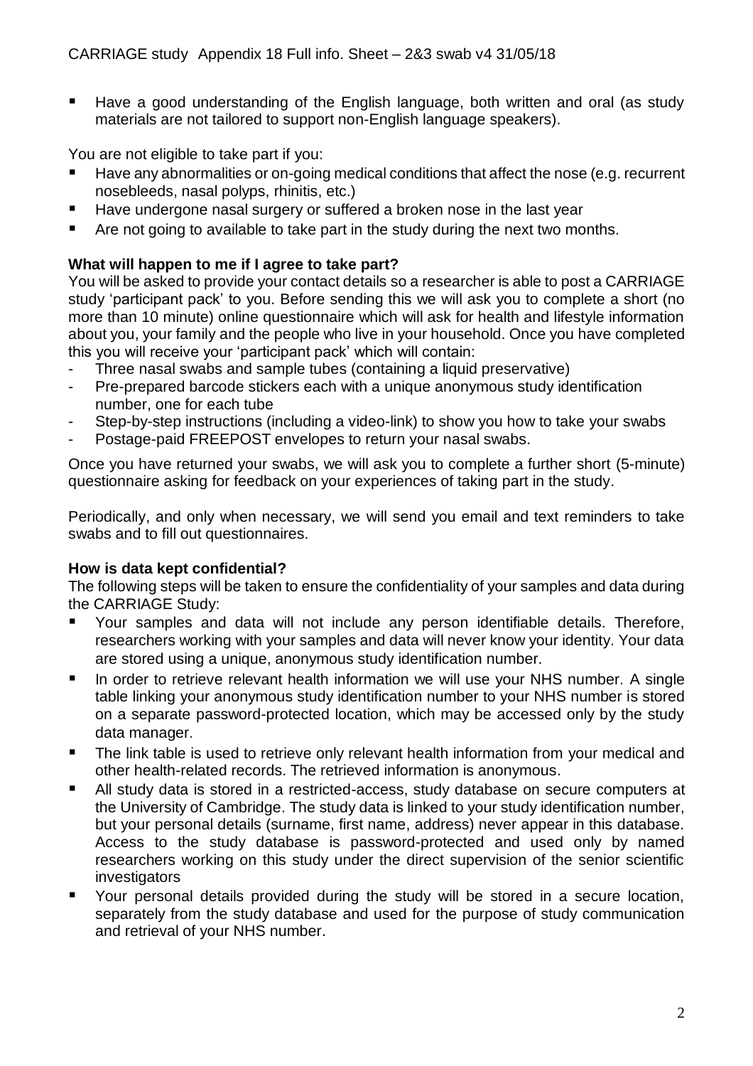- Have a good understanding of the English language, both written and oral (as study materials are not tailored to support non-English language speakers).

You are not eligible to take part if you:

- Have any abnormalities or on-going medical conditions that affect the nose (e.g. recurrent nosebleeds, nasal polyps, rhinitis, etc.)
- Have undergone nasal surgery or suffered a broken nose in the last year
- Are not going to available to take part in the study during the next two months.

**What will happen to me if I agree to take part?**

You will be asked to provide your contact details so a researcher is able to post a CARRIAGE study 'participant pack' to you. Before sending this we will ask you to complete a short (no more than 10 minute) online questionnaire which will ask for health and lifestyle information about you, your family and the people who live in your household. Once you have completed this you will receive your 'participant pack' which will contain:

- Three nasal swabs and sample tubes (containing a liquid preservative)
- Pre-prepared barcode stickers each with a unique anonymous study identification number, one for each tube
- Step-by-step instructions (including a video-link) to show you how to take your swabs
- Postage-paid FREEPOST envelopes to return your nasal swabs.

Once you have returned your swabs, we will ask you to complete a further short (5-minute) questionnaire asking for feedback on your experiences of taking part in the study.

Periodically, and only when necessary, we will send you email and text reminders to take swabs and to fill out questionnaires.

**How is data kept confidential?**

The following steps will be taken to ensure the confidentiality of your samples and data during the CARRIAGE Study:

- Your samples and data will not include any person identifiable details. Therefore, researchers working with your samples and data will never know your identity. Your data are stored using a unique, anonymous study identification number.
- In order to retrieve relevant health information we will use your NHS number. A single table linking your anonymous study identification number to your NHS number is stored on a separate password-protected location, which may be accessed only by the study data manager.
- The link table is used to retrieve only relevant health information from your medical and other health-related records. The retrieved information is anonymous.
- All study data is stored in a restricted-access, study database on secure computers at the University of Cambridge. The study data is linked to your study identification number, but your personal details (surname, first name, address) never appear in this database. Access to the study database is password-protected and used only by named researchers working on this study under the direct supervision of the senior scientific investigators
- Your personal details provided during the study will be stored in a secure location, separately from the study database and used for the purpose of study communication and retrieval of your NHS number.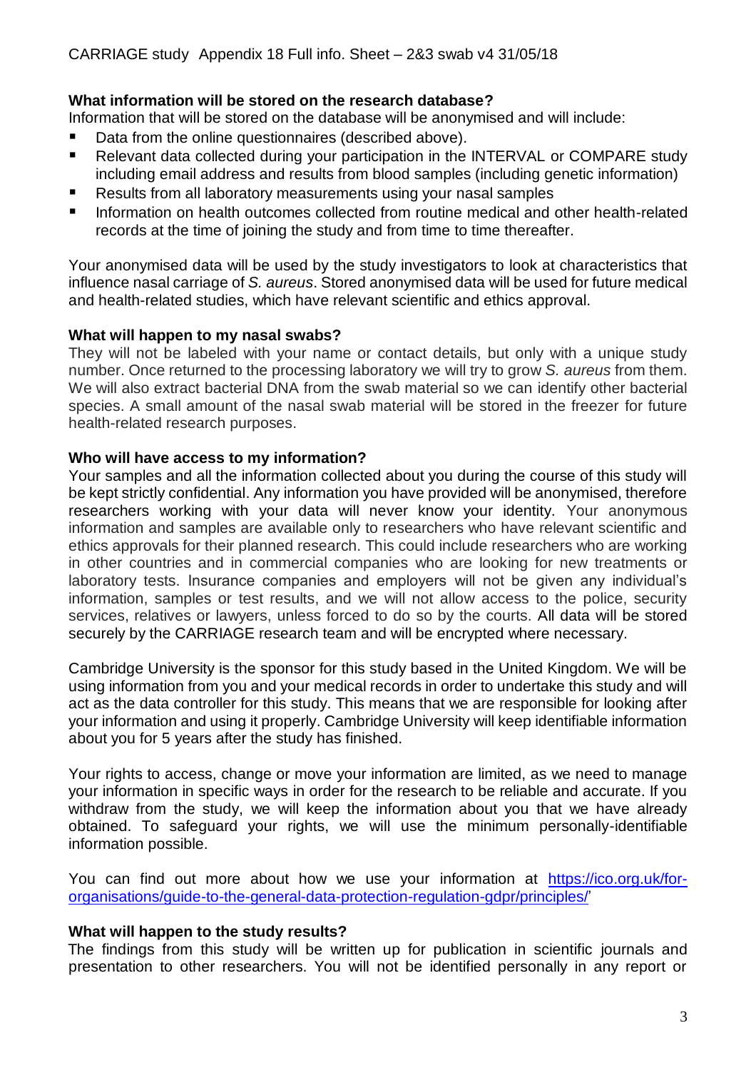### What information will be stored on the research database?

Information that will be stored on the database will be anonymised and will include:

- Data from the online questionnaires (described above).
- Relevant data collected during your participation in the INTERVAL or COMPARE study including email address and results from blood samples (including genetic information)
- Results from all laboratory measurements using your nasal samples
- Information on health outcomes collected from routine medical and other health-related records at the time of joining the study and from time to time thereafter.

Your anonymised data will be used by the study investigators to look at characteristics that influence nasal carriage of *S. aureus*. Stored anonymised data will be used for future medical and health-related studies, which have relevant scientific and ethics approval.

### What will happen to my nasal swabs?

They will not be labeled with your name or contact details, but only with a unique study number. Once returned to the processing laboratory we will try to grow *S. aureus* from them. We will also extract bacterial DNA from the swab material so we can identify other bacterial species. A small amount of the nasal swab material will be stored in the freezer for future health-related research purposes.

### Who will have access to my information?

Your samples and all the information collected about you during the course of this study will be kept strictly confidential. Any information you have provided will be anonymised, therefore researchers working with your data will never know your identity. Your anonymous information and samples are available only to researchers who have relevant scientific and ethics approvals for their planned research. This could include researchers who are working in other countries and in commercial companies who are looking for new treatments or laboratory tests. Insurance companies and employers will not be given any individual's information, samples or test results, and we will not allow access to the police, security services, relatives or lawyers, unless forced to do so by the courts. All data will be stored securely by the CARRIAGE research team and will be encrypted where necessary.

Cambridge University is the sponsor for this study based in the United Kingdom. We will be using information from you and your medical records in order to undertake this study and will act as the data controller for this study. This means that we are responsible for looking after your information and using it properly. Cambridge University will keep identifiable information about you for 5 years after the study has finished.

Your rights to access, change or move your information are limited, as we need to manage your information in specific ways in order for the research to be reliable and accurate. If you withdraw from the study, we will keep the information about you that we have already obtained. To safeguard your rights, we will use the minimum personally-identifiable information possible.

You can find out more about how we use your information at [https://ico.org.uk/for-organisations/guide-to-the-general-data-protection-regulation-gdpr/principles/](https://ico.org.uk/for-organisations/guide-to-the-general-data-protection-regulation-gdpr/principles/)'

### What will happen to the study results?

The findings from this study will be written up for publication in scientific journals and presentation to other researchers. You will not be identified personally in any report or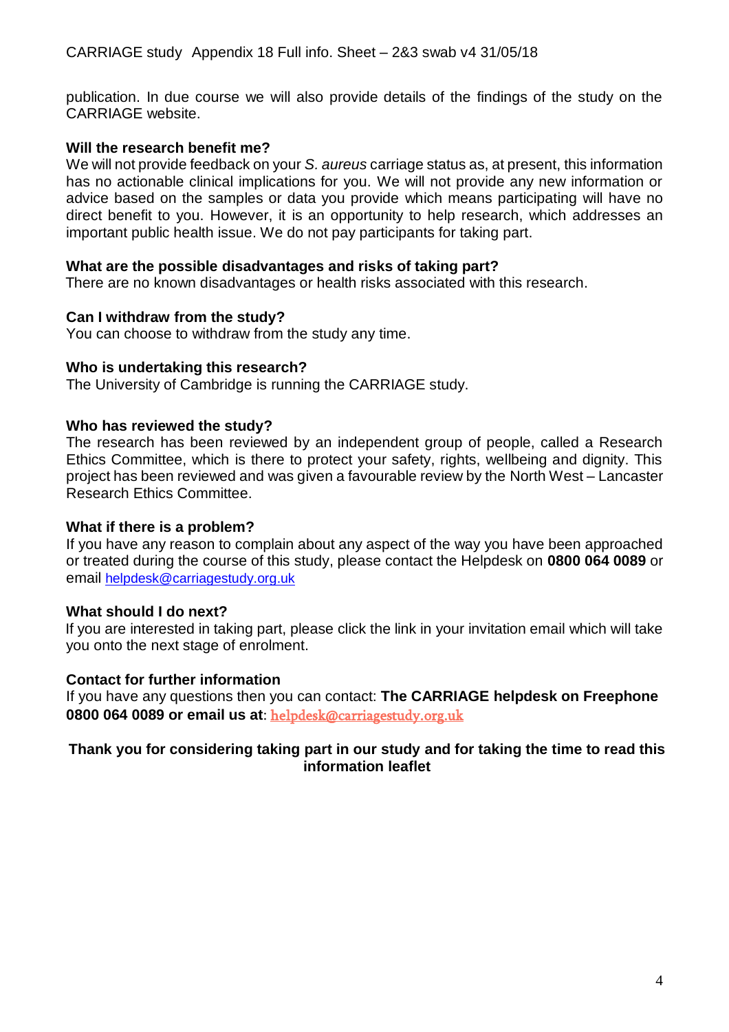publication. In due course we will also provide details of the findings of the study on the CARRIAGE website.

**Will the research benefit me?**

We will not provide feedback on your *S. aureus* carriage status as, at present, this information has no actionable clinical implications for you. We will not provide any new information or advice based on the samples or data you provide which means participating will have no direct benefit to you. However, it is an opportunity to help research, which addresses an important public health issue. We do not pay participants for taking part.

**What are the possible disadvantages and risks of taking part?**

There are no known disadvantages or health risks associated with this research.

**Can I withdraw from the study?**

You can choose to withdraw from the study any time.

**Who is undertaking this research?**

The University of Cambridge is running the CARRIAGE study.

**Who has reviewed the study?**

The research has been reviewed by an independent group of people, called a Research Ethics Committee, which is there to protect your safety, rights, wellbeing and dignity. This project has been reviewed and was given a favourable review by the North West – Lancaster Research Ethics Committee.

**What if there is a problem?**

If you have any reason to complain about any aspect of the way you have been approached or treated during the course of this study, please contact the Helpdesk on **0800 064 0089** or email helpdesk@carriagestudy.org.uk

**What should I do next?**

If you are interested in taking part, please click the link in your invitation email which will take you onto the next stage of enrolment.

**Contact for further information**

If you have any questions then you can contact: **The CARRIAGE helpdesk on Freephone 0800 064 0089 or email us at**: helpdesk@carriagestudy.org.uk

**Thank you for considering taking part in our study and for taking the time to read this information leaflet**